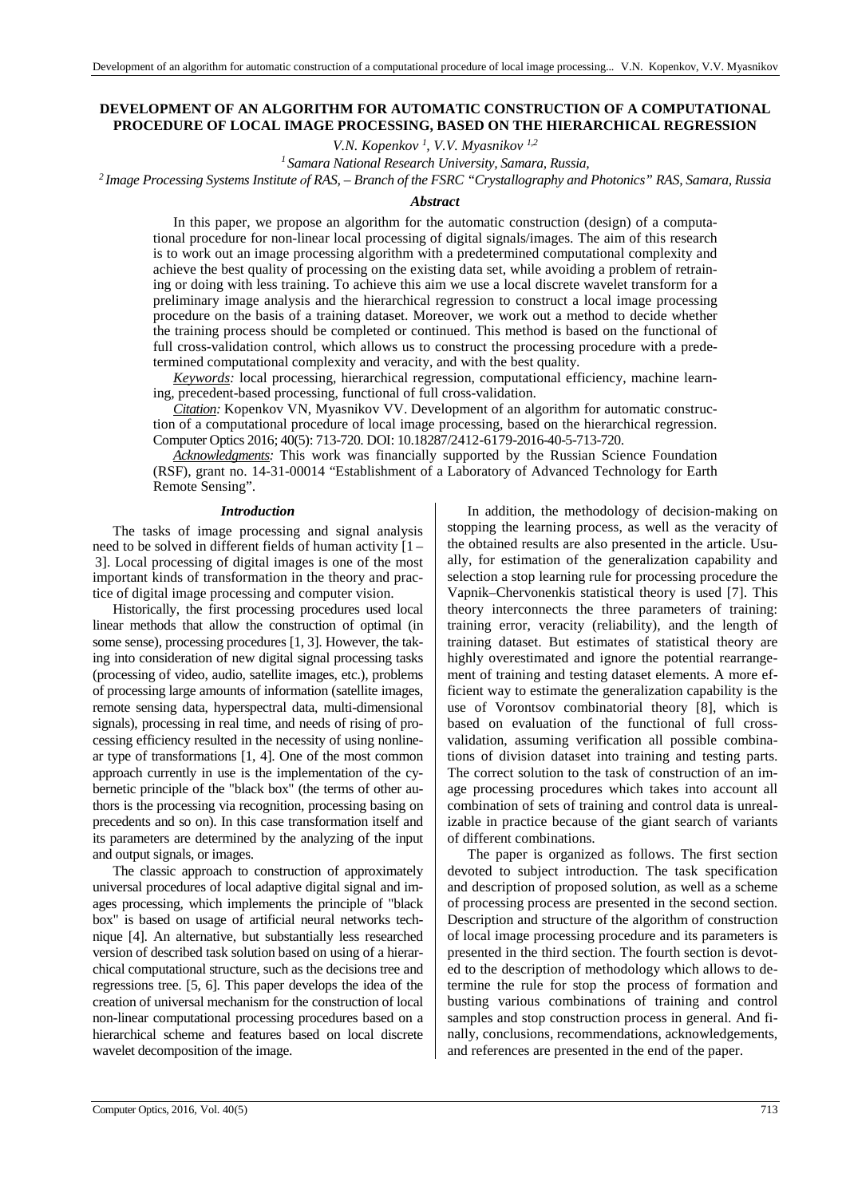# DEVELOPMENT OF AN ALGORITHM FOR AUTOMATIC CONSTRUCTION OF A COMPUTATIONAL PROCEDURE OF LOCAL IMAGE PROCESSING, BASED ON THE HIERARCHICAL REGRESSION

*V.N. Kopenkov [1], V.V. Myasnikov [1,2]*

[1] *Samara National Research University, Samara, Russia,*

[2] *Image Processing Systems Institute of RAS, – Branch of the FSRC "Crystallography and Photonics" RAS, Samara, Russia*

### *Abstract*

In this paper, we propose an algorithm for the automatic construction (design) of a computational procedure for non-linear local processing of digital signals/images. The aim of this research is to work out an image processing algorithm with a predetermined computational complexity and achieve the best quality of processing on the existing data set, while avoiding a problem of retraining or doing with less training. To achieve this aim we use a local discrete wavelet transform for a preliminary image analysis and the hierarchical regression to construct a local image processing procedure on the basis of a training dataset. Moreover, we work out a method to decide whether the training process should be completed or continued. This method is based on the functional of full cross-validation control, which allows us to construct the processing procedure with a predetermined computational complexity and veracity, and with the best quality.

*Keywords:* local processing, hierarchical regression, computational efficiency, machine learning, precedent-based processing, functional of full cross-validation.

*Citation:* Kopenkov VN, Myasnikov VV. Development of an algorithm for automatic construction of a computational procedure of local image processing, based on the hierarchical regression. Computer Optics 2016; 40(5): 713-720. DOI: 10.18287/2412-6179-2016-40-5-713-720.

*Acknowledgments:* This work was financially supported by the Russian Science Foundation (RSF), grant no. 14-31-00014 "Establishment of a Laboratory of Advanced Technology for Earth Remote Sensing".

### *Introduction*

The tasks of image processing and signal analysis need to be solved in different fields of human activity [1 – 3]. Local processing of digital images is one of the most important kinds of transformation in the theory and practice of digital image processing and computer vision.

Historically, the first processing procedures used local linear methods that allow the construction of optimal (in some sense), processing procedures [1, 3]. However, the taking into consideration of new digital signal processing tasks (processing of video, audio, satellite images, etc.), problems of processing large amounts of information (satellite images, remote sensing data, hyperspectral data, multi-dimensional signals), processing in real time, and needs of rising of processing efficiency resulted in the necessity of using nonlinear type of transformations [1, 4]. One of the most common approach currently in use is the implementation of the cybernetic principle of the "black box" (the terms of other authors is the processing via recognition, processing basing on precedents and so on). In this case transformation itself and its parameters are determined by the analyzing of the input and output signals, or images.

The classic approach to construction of approximately universal procedures of local adaptive digital signal and images processing, which implements the principle of "black box" is based on usage of artificial neural networks technique [4]. An alternative, but substantially less researched version of described task solution based on using of a hierarchical computational structure, such as the decisions tree and regressions tree. [5, 6]. This paper develops the idea of the creation of universal mechanism for the construction of local non-linear computational processing procedures based on a hierarchical scheme and features based on local discrete wavelet decomposition of the image.

In addition, the methodology of decision-making on stopping the learning process, as well as the veracity of the obtained results are also presented in the article. Usually, for estimation of the generalization capability and selection a stop learning rule for processing procedure the Vapnik–Chervonenkis statistical theory is used [7]. This theory interconnects the three parameters of training: training error, veracity (reliability), and the length of training dataset. But estimates of statistical theory are highly overestimated and ignore the potential rearrangement of training and testing dataset elements. A more efficient way to estimate the generalization capability is the use of Vorontsov combinatorial theory [8], which is based on evaluation of the functional of full cross-validation, assuming verification all possible combinations of division dataset into training and testing parts. The correct solution to the task of construction of an image processing procedures which takes into account all combination of sets of training and control data is unrealizable in practice because of the giant search of variants of different combinations.

The paper is organized as follows. The first section devoted to subject introduction. The task specification and description of proposed solution, as well as a scheme of processing process are presented in the second section. Description and structure of the algorithm of construction of local image processing procedure and its parameters is presented in the third section. The fourth section is devoted to the description of methodology which allows to determine the rule for stop the process of formation and busting various combinations of training and control samples and stop construction process in general. And finally, conclusions, recommendations, acknowledgements, and references are presented in the end of the paper.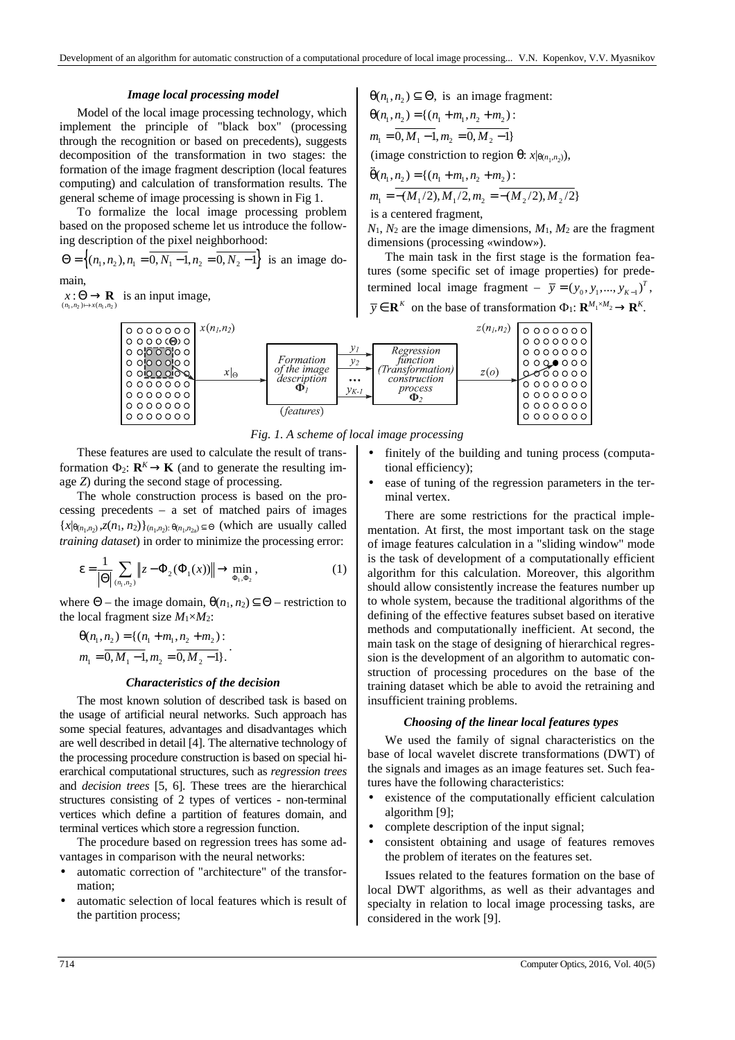### *Image local processing model*

Model of the local image processing technology, which implement the principle of "black box" (processing through the recognition or based on precedents), suggests decomposition of the transformation in two stages: the formation of the image fragment description (local features computing) and calculation of transformation results. The general scheme of image processing is shown in Fig 1.

To formalize the local image processing problem based on the proposed scheme let us introduce the following description of the pixel neighborhood:

$\Theta = \left\{ (n_1, n_2), n_1 = \overline{0, N_1 - 1}, n_2 = \overline{0, N_2 - 1} \right\}$ is an image domain,

$\underset{(n_1,n_2) \mapsto x(n_1,n_2)}{x : \Theta \to \mathbf{R}}$ is an input image,

$\theta(n_1, n_2) \subseteq \Theta$, is an image fragment:

$\theta(n_1, n_2) = \{(n_1 + m_1, n_2 + m_2):$
$m_1 = \overline{0, M_1 - 1}, m_2 = \overline{0, M_2 - 1}\}$

(image constriction to region $\theta$: $x|_{\theta(n_1,n_2)}$),

$\tilde{\theta}(n_1, n_2) = \{(n_1 + m_1, n_2 + m_2):$
$m_1 = \overline{-(M_1/2), M_1/2}, m_2 = \overline{-(M_2/2), M_2/2}\}$

is a centered fragment,

$N_1$, $N_2$ are the image dimensions, $M_1$, $M_2$ are the fragment dimensions (processing «window»).

The main task in the first stage is the formation features (some specific set of image properties) for predetermined local image fragment – $\overline{y} = (y_0, y_1, ..., y_{K-1})^T$, $\overline{y} \in \mathbf{R}^K$ on the base of transformation $\Phi_1$: $\mathbf{R}^{M_1 \times M_2} \to \mathbf{R}^K$.

*Fig. 1. A scheme of local image processing*

These features are used to calculate the result of transformation $\Phi_2$: $\mathbf{R}^K \to \mathbf{K}$ (and to generate the resulting image $Z$) during the second stage of processing.

The whole construction process is based on the processing precedents – a set of matched pairs of images $\{x|_{\theta(n_1,n_2)}, z(n_1, n_2)\}_{(n_1,n_2):\, \theta(n_1,n_{2a}) \subseteq \Theta}$ (which are usually called *training dataset*) in order to minimize the processing error:

$$\varepsilon = \frac{1}{|\Theta|} \sum_{(n_1,n_2)} \left\| z - \Phi_2(\Phi_1(x)) \right\| \to \min_{\Phi_1, \Phi_2}, \qquad (1)$$

where $\Theta$ – the image domain, $\theta(n_1, n_2) \subseteq \Theta$ – restriction to the local fragment size $M_1 \times M_2$:

$$\theta(n_1, n_2) = \{(n_1 + m_1, n_2 + m_2): \\ m_1 = \overline{0, M_1 - 1}, m_2 = \overline{0, M_2 - 1}\}.$$

### *Characteristics of the decision*

The most known solution of described task is based on the usage of artificial neural networks. Such approach has some special features, advantages and disadvantages which are well described in detail [4]. The alternative technology of the processing procedure construction is based on special hierarchical computational structures, such as *regression trees* and *decision trees* [5, 6]. These trees are the hierarchical structures consisting of 2 types of vertices - non-terminal vertices which define a partition of features domain, and terminal vertices which store a regression function.

The procedure based on regression trees has some advantages in comparison with the neural networks:

- automatic correction of "architecture" of the transformation;
- automatic selection of local features which is result of the partition process;
- finitely of the building and tuning process (computational efficiency);
- ease of tuning of the regression parameters in the terminal vertex.

There are some restrictions for the practical implementation. At first, the most important task on the stage of image features calculation in a "sliding window" mode is the task of development of a computationally efficient algorithm for this calculation. Moreover, this algorithm should allow consistently increase the features number up to whole system, because the traditional algorithms of the defining of the effective features subset based on iterative methods and computationally inefficient. At second, the main task on the stage of designing of hierarchical regression is the development of an algorithm to automatic construction of processing procedures on the base of the training dataset which be able to avoid the retraining and insufficient training problems.

### *Choosing of the linear local features types*

We used the family of signal characteristics on the base of local wavelet discrete transformations (DWT) of the signals and images as an image features set. Such features have the following characteristics:

- existence of the computationally efficient calculation algorithm [9];
- complete description of the input signal;
- consistent obtaining and usage of features removes the problem of iterates on the features set.

Issues related to the features formation on the base of local DWT algorithms, as well as their advantages and specialty in relation to local image processing tasks, are considered in the work [9].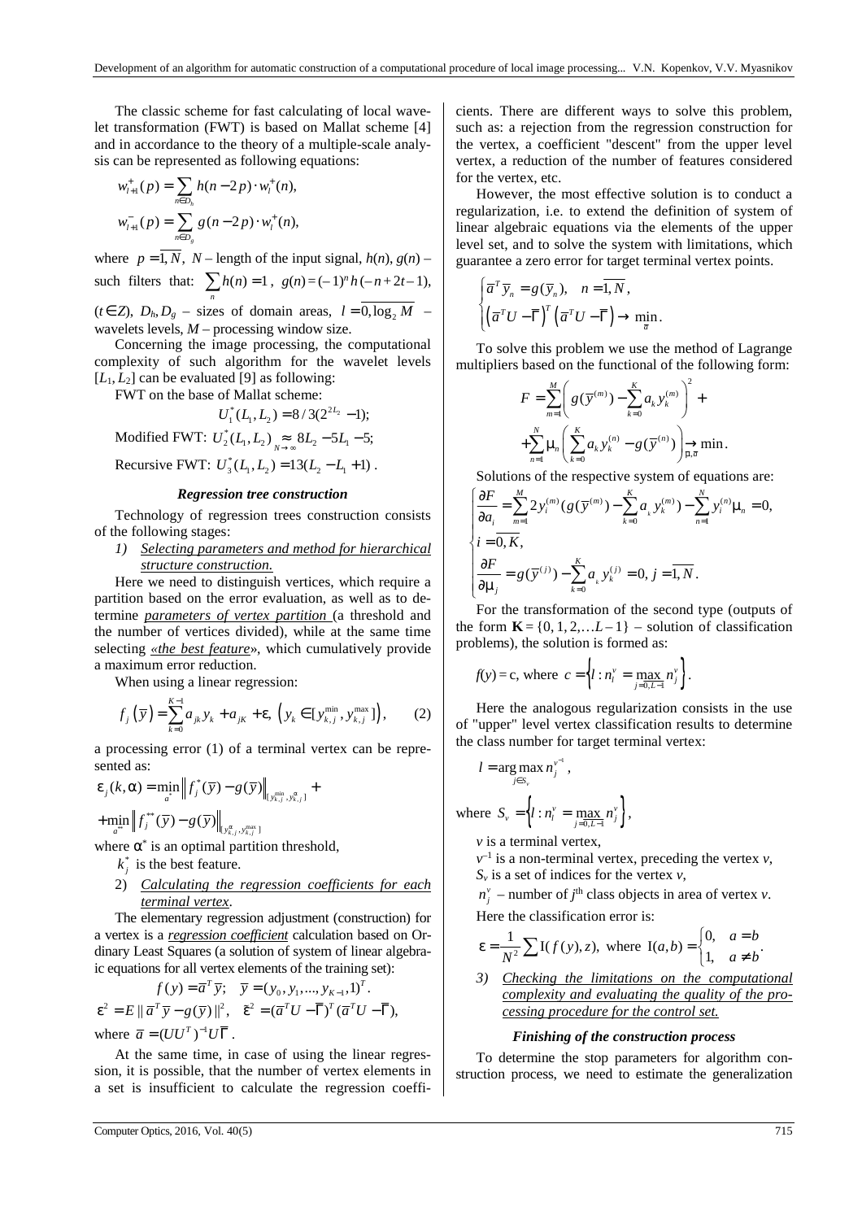The classic scheme for fast calculating of local wavelet transformation (FWT) is based on Mallat scheme [4] and in accordance to the theory of a multiple-scale analysis can be represented as following equations:

$$w_{l+1}^{+}(p) = \sum_{n \in D_h} h(n-2p) \cdot w_l^{+}(n),$$

$$w_{l+1}^{-}(p) = \sum_{n \in D_g} g(n-2p) \cdot w_l^{+}(n),$$

where $p = \overline{1,N}$, $N$ – length of the input signal, $h(n)$, $g(n)$ – such filters that: $\sum_n h(n) = 1$, $g(n) = (-1)^n h(-n+2t-1)$, ($t \in Z$), $D_h, D_g$ – sizes of domain areas, $l = \overline{0, \log_2 M}$ – wavelets levels, $M$ – processing window size.

Concerning the image processing, the computational complexity of such algorithm for the wavelet levels $[L_1, L_2]$ can be evaluated [9] as following:

FWT on the base of Mallat scheme:

$$U_1^*(L_1, L_2) = 8/3(2^{2L_2} - 1);$$

Modified FWT: $U_2^*(L_1, L_2) \underset{N \to \infty}{\approx} 8L_2 - 5L_1 - 5;$

Recursive FWT: $U_3^*(L_1, L_2) = 13(L_2 - L_1 + 1)$.

### *Regression tree construction*

Technology of regression trees construction consists of the following stages:

1) *Selecting parameters and method for hierarchical structure construction.*

Here we need to distinguish vertices, which require a partition based on the error evaluation, as well as to determine ***parameters of vertex partition*** (a threshold and the number of vertices divided), while at the same time selecting ***«the best feature»***, which cumulatively provide a maximum error reduction.

When using a linear regression:

$$f_j\left(\overline{y}\right) = \sum_{k=0}^{K-1} a_{jk} y_k + a_{jK} + \varepsilon, \ \left(y_k \in [y_{k,j}^{\min}, y_{k,j}^{\max}]\right), \qquad (2)$$

a processing error (1) of a terminal vertex can be represented as:

$$\varepsilon_j(k, \alpha) = \min_{a^*} \left\| f_j^*(\overline{y}) - g(\overline{y}) \right\|_{[y_{k,j}^{\min}, y_{k,j}^{\alpha}]} +$$

$$+ \min_{a^{**}} \left\| f_j^{**}(\overline{y}) - g(\overline{y}) \right\|_{[y_{k,j}^{\alpha}, y_{k,j}^{\max}]}$$

where $\alpha^*$ is an optimal partition threshold,

$k_j^*$ is the best feature.

2) *Calculating the regression coefficients for each terminal vertex.*

The elementary regression adjustment (construction) for a vertex is a ***regression coefficient*** calculation based on Ordinary Least Squares (a solution of system of linear algebraic equations for all vertex elements of the training set):

$$f(y) = \overline{a}^T \overline{y}; \quad \overline{y} = (y_0, y_1, ..., y_{K-1}, 1)^T.$$

$$\varepsilon^2 = E \left\| \overline{a}^T \overline{y} - g(\overline{y}) \right\|^2, \quad \tilde{\varepsilon}^2 = (\overline{a}^T U - \overline{\Gamma})^T (\overline{a}^T U - \overline{\Gamma}),$$

where $\overline{a} = (UU^T)^{-1} U \overline{\Gamma}$.

At the same time, in case of using the linear regression, it is possible, that the number of vertex elements in a set is insufficient to calculate the regression coefficients. There are different ways to solve this problem, such as: a rejection from the regression construction for the vertex, a coefficient "descent" from the upper level vertex, a reduction of the number of features considered for the vertex, etc.

However, the most effective solution is to conduct a regularization, i.e. to extend the definition of system of linear algebraic equations via the elements of the upper level set, and to solve the system with limitations, which guarantee a zero error for target terminal vertex points.

$$\begin{cases} \overline{a}^T \overline{y}_n = g(\overline{y}_n), \quad n = \overline{1,N}, \\ \left(\overline{a}^T U - \overline{\Gamma}\right)^T \left(\overline{a}^T U - \overline{\Gamma}\right) \to \min\limits_{\overline{a}}. \end{cases}$$

To solve this problem we use the method of Lagrange multipliers based on the functional of the following form:

$$F = \sum_{m=1}^{M} \left( g(\overline{y}^{(m)}) - \sum_{k=0}^{K} a_k y_k^{(m)} \right)^2 +$$

$$+ \sum_{n=1}^{N} \mu_n \left( \sum_{k=0}^{K} a_k y_k^{(n)} - g(\overline{y}^{(n)}) \right) \underset{\overline{\mu}, \overline{a}}{\to} \min.$$

Solutions of the respective system of equations are:

$$\begin{cases} \dfrac{\partial F}{\partial a_i} = \sum\limits_{m=1}^{M} 2 y_i^{(m)} (g(\overline{y}^{(m)}) - \sum\limits_{k=0}^{K} a_k y_k^{(m)}) - \sum\limits_{n=1}^{N} y_i^{(n)} \mu_n = 0, \\ i = \overline{0,K}, \\ \dfrac{\partial F}{\partial \mu_j} = g(\overline{y}^{(j)}) - \sum\limits_{k=0}^{K} a_k y_k^{(j)} = 0, \ j = \overline{1,N}. \end{cases}$$

For the transformation of the second type (outputs of the form $\mathbf{K} = \{0, 1, 2, \ldots L-1\}$ – solution of classification problems), the solution is formed as:

$f(y) = c$, where $c = \left\{ l : n_l^v = \max\limits_{j=\overline{0,L-1}} n_j^v \right\}$.

Here the analogous regularization consists in the use of "upper" level vertex classification results to determine the class number for target terminal vertex:

$$l = \arg\max_{j \in S_v} n_j^{v^{-1}},$$

where $S_v = \left\{ l : n_l^v = \max\limits_{j=\overline{0,L-1}} n_j^v \right\}$,

$v$ is a terminal vertex,

$v^{-1}$ is a non-terminal vertex, preceding the vertex $v$,

$S_v$ is a set of indices for the vertex $v$,

$n_j^v$ – number of $j^{\text{th}}$ class objects in area of vertex $v$.

Here the classification error is:

$$\varepsilon = \frac{1}{N^2} \sum \mathrm{I}(f(y), z), \text{ where } \mathrm{I}(a,b) = \begin{cases} 0, & a = b \\ 1, & a \neq b \end{cases}.$$

3) *Checking the limitations on the computational complexity and evaluating the quality of the processing procedure for the control set.*

### *Finishing of the construction process*

To determine the stop parameters for algorithm construction process, we need to estimate the generalization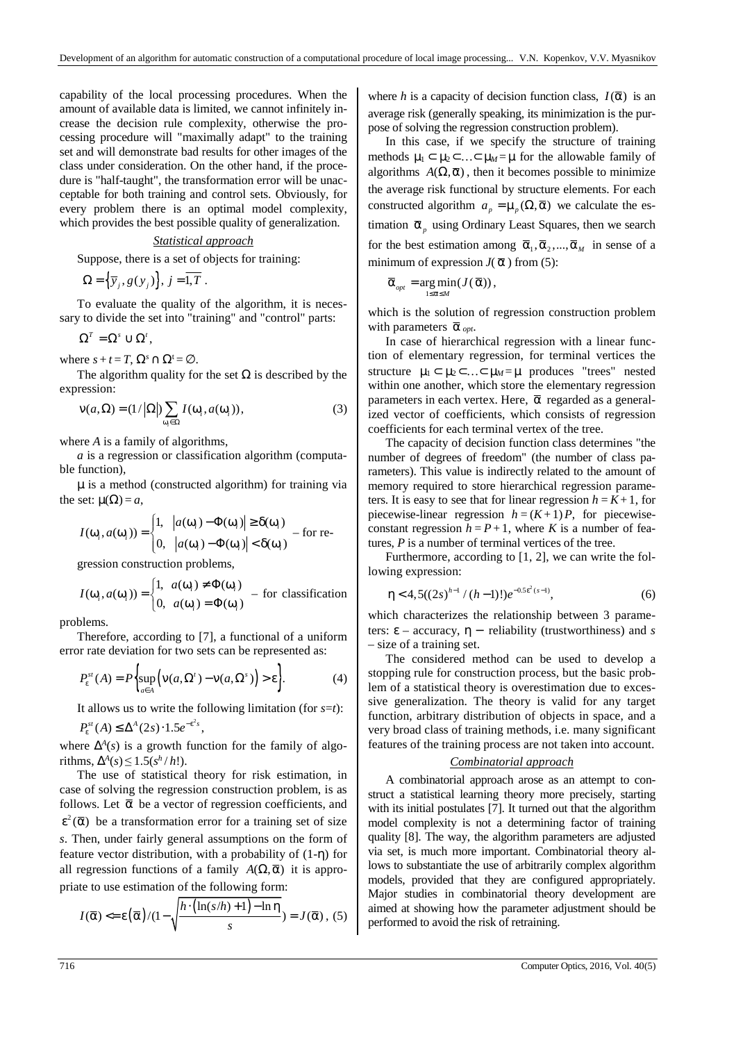capability of the local processing procedures. When the amount of available data is limited, we cannot infinitely increase the decision rule complexity, otherwise the processing procedure will "maximally adapt" to the training set and will demonstrate bad results for other images of the class under consideration. On the other hand, if the procedure is "half-taught", the transformation error will be unacceptable for both training and control sets. Obviously, for every problem there is an optimal model complexity, which provides the best possible quality of generalization.

### *Statistical approach*

Suppose, there is a set of objects for training:

$$\Omega = \left\{ \bar{y}_j, g(y_j) \right\},\ j = \overline{1,T}\ .$$

To evaluate the quality of the algorithm, it is necessary to divide the set into "training" and "control" parts:

$$\Omega^T = \Omega^s \cup \Omega^t,$$

where $s + t = T$, $\Omega^s \cap \Omega^t = \varnothing$.

The algorithm quality for the set $\Omega$ is described by the expression:

$$\nu(a, \Omega) = (1/|\Omega|) \sum_{\omega_i \in \Omega} I(\omega_i, a(\omega_i)), \qquad (3)$$

where $A$ is a family of algorithms,

$a$ is a regression or classification algorithm (computable function),

$\mu$ is a method (constructed algorithm) for training via the set: $\mu(\Omega) = a$,

$$I(\omega_i, a(\omega_i)) = \begin{cases} 1, & |a(\omega_i) - \Phi(\omega_i)| \ge \delta(\omega_i) \\ 0, & |a(\omega_i) - \Phi(\omega_i)| < \delta(\omega_i) \end{cases}$$ – for regression construction problems,

$$I(\omega_i, a(\omega_i)) = \begin{cases} 1, & a(\omega_i) \ne \Phi(\omega_i) \\ 0, & a(\omega_i) = \Phi(\omega_i) \end{cases}$$ – for classification problems.

Therefore, according to [7], a functional of a uniform error rate deviation for two sets can be represented as:

$$P_\varepsilon^{st}(A) = P\left\{ \sup_{a \in A} \left( \nu(a, \Omega^t) - \nu(a, \Omega^s) \right) > \varepsilon \right\}. \qquad (4)$$

It allows us to write the following limitation (for $s$=$t$):

$$P_\varepsilon^{st}(A) \le \Delta^A(2s) \cdot 1.5 e^{-\varepsilon^2 s},$$

where $\Delta^A(s)$ is a growth function for the family of algorithms, $\Delta^A(s) \le 1.5(s^h / h!)$.

The use of statistical theory for risk estimation, in case of solving the regression construction problem, is as follows. Let $\bar{\alpha}$ be a vector of regression coefficients, and $\varepsilon^2(\bar{\alpha})$ be a transformation error for a training set of size $s$. Then, under fairly general assumptions on the form of feature vector distribution, with a probability of (1-$\eta$) for all regression functions of a family $A(\Omega, \bar{\alpha})$ it is appropriate to use estimation of the following form:

$$I(\bar{\alpha}) <= \varepsilon(\bar{\alpha}) / (1 - \sqrt{\frac{h \cdot (\ln(s/h) + 1) - \ln \eta}{s}}) = J(\bar{\alpha}), \ (5)$$

where $h$ is a capacity of decision function class, $I(\bar{\alpha})$ is an average risk (generally speaking, its minimization is the purpose of solving the regression construction problem).

In this case, if we specify the structure of training methods $\mu_1 \subset \mu_2 \subset \ldots \subset \mu_M = \mu$ for the allowable family of algorithms $A(\Omega, \bar{\alpha})$, then it becomes possible to minimize the average risk functional by structure elements. For each constructed algorithm $a_p = \mu_p(\Omega, \bar{\alpha})$ we calculate the estimation $\bar{\alpha}_p$ using Ordinary Least Squares, then we search for the best estimation among $\bar{\alpha}_1, \bar{\alpha}_2, ..., \bar{\alpha}_M$ in sense of a minimum of expression $J(\bar{\alpha})$ from (5):

$$\bar{\alpha}_{opt} = \arg\min_{1 \le \alpha \le M} (J(\bar{\alpha})),$$

which is the solution of regression construction problem with parameters $\bar{\alpha}_{opt}$.

In case of hierarchical regression with a linear function of elementary regression, for terminal vertices the structure $\mu_1 \subset \mu_2 \subset \ldots \subset \mu_M = \mu$ produces "trees" nested within one another, which store the elementary regression parameters in each vertex. Here, $\bar{\alpha}$ regarded as a generalized vector of coefficients, which consists of regression coefficients for each terminal vertex of the tree.

The capacity of decision function class determines "the number of degrees of freedom" (the number of class parameters). This value is indirectly related to the amount of memory required to store hierarchical regression parameters. It is easy to see that for linear regression $h = K + 1$, for piecewise-linear regression $h = (K+1)P$, for piecewise-constant regression $h = P + 1$, where $K$ is a number of features, $P$ is a number of terminal vertices of the tree.

Furthermore, according to [1, 2], we can write the following expression:

$$\eta < 4{,}5((2s)^{h-1} / (h-1)!) e^{-0.5\varepsilon^2 (s-1)}, \qquad (6)$$

which characterizes the relationship between 3 parameters: $\varepsilon$ – accuracy, $\eta$ – reliability (trustworthiness) and $s$ – size of a training set.

The considered method can be used to develop a stopping rule for construction process, but the basic problem of a statistical theory is overestimation due to excessive generalization. The theory is valid for any target function, arbitrary distribution of objects in space, and a very broad class of training methods, i.e. many significant features of the training process are not taken into account.

### *Combinatorial approach*

A combinatorial approach arose as an attempt to construct a statistical learning theory more precisely, starting with its initial postulates [7]. It turned out that the algorithm model complexity is not a determining factor of training quality [8]. The way, the algorithm parameters are adjusted via set, is much more important. Combinatorial theory allows to substantiate the use of arbitrarily complex algorithm models, provided that they are configured appropriately. Major studies in combinatorial theory development are aimed at showing how the parameter adjustment should be performed to avoid the risk of retraining.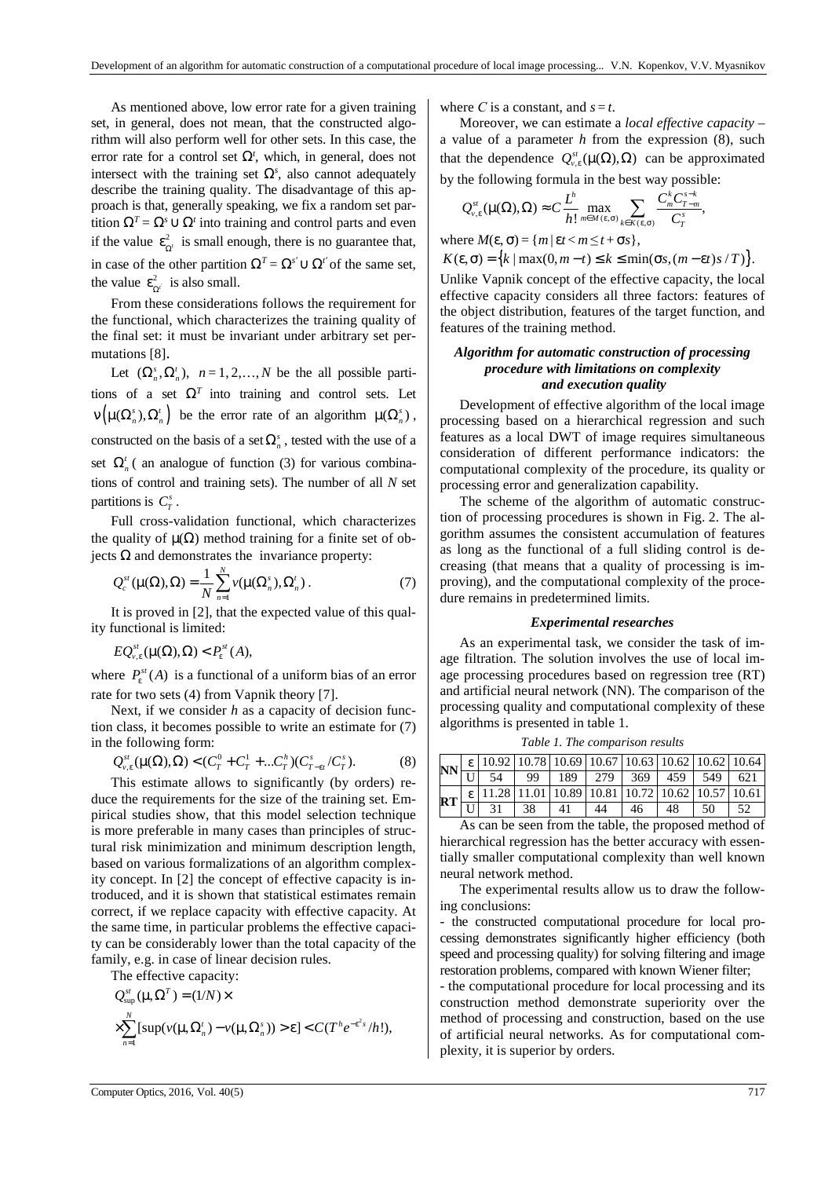As mentioned above, low error rate for a given training set, in general, does not mean, that the constructed algorithm will also perform well for other sets. In this case, the error rate for a control set $\Omega^t$, which, in general, does not intersect with the training set $\Omega^s$, also cannot adequately describe the training quality. The disadvantage of this approach is that, generally speaking, we fix a random set partition $\Omega^T = \Omega^s \cup \Omega^t$ into training and control parts and even if the value $\varepsilon^2_{\Omega^t}$ is small enough, there is no guarantee that, in case of the other partition $\Omega^T = \Omega^{s'} \cup \Omega^{t'}$ of the same set, the value $\varepsilon^2_{\Omega^{t'}}$ is also small.

From these considerations follows the requirement for the functional, which characterizes the training quality of the final set: it must be invariant under arbitrary set permutations [8].

Let $(\Omega^s_n, \Omega^t_n)$, $n = 1, 2, \ldots, N$ be the all possible partitions of a set $\Omega^T$ into training and control sets. Let $\nu\left(\mu(\Omega^s_n), \Omega^t_n\right)$ be the error rate of an algorithm $\mu(\Omega^s_n)$, constructed on the basis of a set $\Omega^s_n$, tested with the use of a set $\Omega^t_n$ ( an analogue of function (3) for various combinations of control and training sets). The number of all $N$ set partitions is $C^s_T$.

Full cross-validation functional, which characterizes the quality of $\mu(\Omega)$ method training for a finite set of objects $\Omega$ and demonstrates the invariance property:

$$Q^{st}_c(\mu(\Omega), \Omega) = \frac{1}{N}\sum_{n=1}^{N} \nu(\mu(\Omega^s_n), \Omega^t_n). \quad (7)$$

It is proved in [2], that the expected value of this quality functional is limited:

$$EQ^{st}_{\nu,\varepsilon}(\mu(\Omega), \Omega) < P^{st}_{\varepsilon}(A),$$

where $P^{st}_{\varepsilon}(A)$ is a functional of a uniform bias of an error rate for two sets (4) from Vapnik theory [7].

Next, if we consider $h$ as a capacity of decision function class, it becomes possible to write an estimate for (7) in the following form:

$$Q^{st}_{\nu,\varepsilon}(\mu(\Omega), \Omega) < (C^0_T + C^1_T + \ldots C^h_T)(C^s_{T-\varepsilon t} / C^s_T). \quad (8)$$

This estimate allows to significantly (by orders) reduce the requirements for the size of the training set. Empirical studies show, that this model selection technique is more preferable in many cases than principles of structural risk minimization and minimum description length, based on various formalizations of an algorithm complexity concept. In [2] the concept of effective capacity is introduced, and it is shown that statistical estimates remain correct, if we replace capacity with effective capacity. At the same time, in particular problems the effective capacity can be considerably lower than the total capacity of the family, e.g. in case of linear decision rules.

The effective capacity:

$$Q^{st}_{\sup}(\mu, \Omega^T) = (1/N) \times$$
$$\times \sum_{n=1}^{N} [\sup(\nu(\mu, \Omega^t_n) - \nu(\mu, \Omega^s_n)) > \varepsilon] < C(T^h e^{-\varepsilon^2 s} / h!),$$

where $C$ is a constant, and $s = t$.

Moreover, we can estimate a *local effective capacity* – a value of a parameter $h$ from the expression (8), such that the dependence $Q^{st}_{\nu,\varepsilon}(\mu(\Omega), \Omega)$ can be approximated by the following formula in the best way possible:

$$Q^{st}_{\nu,\varepsilon}(\mu(\Omega), \Omega) \approx C\frac{L^h}{h!} \max_{m \in M(\varepsilon,\sigma)} \sum_{k \in K(\varepsilon,\sigma)} \frac{C^k_m C^{s-k}_{T-m}}{C^s_T},$$

where $M(\varepsilon, \sigma) = \{m \mid \varepsilon t < m \leq t + \sigma s\}$,

$K(\varepsilon, \sigma) = \left\{k \mid \max(0, m - t) \leq k \leq \min(\sigma s, (m - \varepsilon t)s / T)\right\}$.

Unlike Vapnik concept of the effective capacity, the local effective capacity considers all three factors: features of the object distribution, features of the target function, and features of the training method.

### *Algorithm for automatic construction of processing procedure with limitations on complexity and execution quality*

Development of effective algorithm of the local image processing based on a hierarchical regression and such features as a local DWT of image requires simultaneous consideration of different performance indicators: the computational complexity of the procedure, its quality or processing error and generalization capability.

The scheme of the algorithm of automatic construction of processing procedures is shown in Fig. 2. The algorithm assumes the consistent accumulation of features as long as the functional of a full sliding control is decreasing (that means that a quality of processing is improving), and the computational complexity of the procedure remains in predetermined limits.

### *Experimental researches*

As an experimental task, we consider the task of image filtration. The solution involves the use of local image processing procedures based on regression tree (RT) and artificial neural network (NN). The comparison of the processing quality and computational complexity of these algorithms is presented in table 1.

*Table 1. The comparison results*

| | | | | | | | | | |
|---|---|---|---|---|---|---|---|---|---|
| **NN** | ε | 10.92 | 10.78 | 10.69 | 10.67 | 10.63 | 10.62 | 10.62 | 10.64 |
| | U | 54 | 99 | 189 | 279 | 369 | 459 | 549 | 621 |
| **RT** | ε | 11.28 | 11.01 | 10.89 | 10.81 | 10.72 | 10.62 | 10.57 | 10.61 |
| | U | 31 | 38 | 41 | 44 | 46 | 48 | 50 | 52 |

As can be seen from the table, the proposed method of hierarchical regression has the better accuracy with essentially smaller computational complexity than well known neural network method.

The experimental results allow us to draw the following conclusions:

- the constructed computational procedure for local processing demonstrates significantly higher efficiency (both speed and processing quality) for solving filtering and image restoration problems, compared with known Wiener filter;
- the computational procedure for local processing and its construction method demonstrate superiority over the method of processing and construction, based on the use of artificial neural networks. As for computational complexity, it is superior by orders.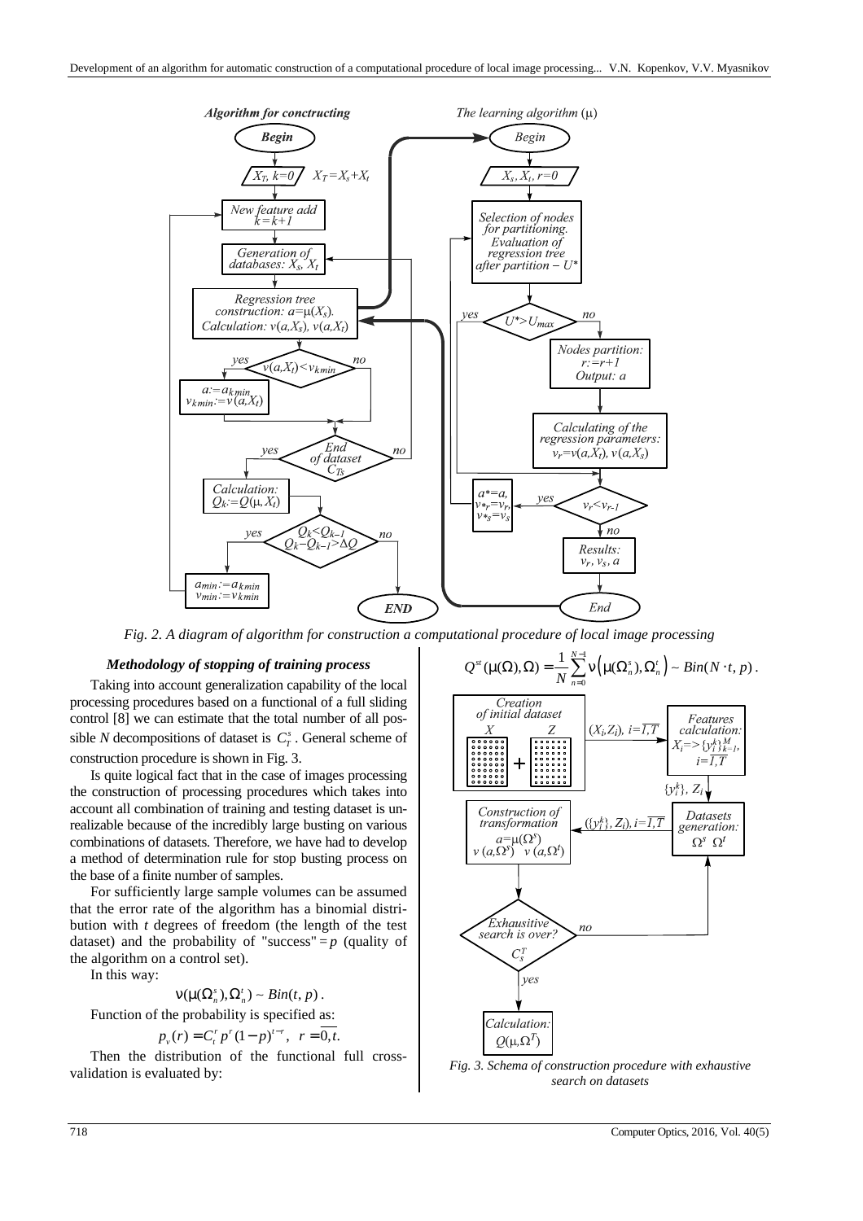Fig. 2. A diagram of algorithm for construction a computational procedure of local image processing

### Methodology of stopping of training process

Taking into account generalization capability of the local processing procedures based on a functional of a full sliding control [8] we can estimate that the total number of all possible $N$ decompositions of dataset is $C_T^s$. General scheme of construction procedure is shown in Fig. 3.

Is quite logical fact that in the case of images processing the construction of processing procedures which takes into account all combination of training and testing dataset is unrealizable because of the incredibly large busting on various combinations of datasets. Therefore, we have had to develop a method of determination rule for stop busting process on the base of a finite number of samples.

For sufficiently large sample volumes can be assumed that the error rate of the algorithm has a binomial distribution with $t$ degrees of freedom (the length of the test dataset) and the probability of "success" $= p$ (quality of the algorithm on a control set).

In this way:

$$\nu(\mu(\Omega_n^s), \Omega_n^t) \sim Bin(t, p).$$

Function of the probability is specified as:

$$p_\nu(r) = C_t^r p^r (1-p)^{t-r}, \;\; r = \overline{0,t}.$$

Then the distribution of the functional full cross-validation is evaluated by:

$$Q^{st}(\mu(\Omega), \Omega) = \frac{1}{N} \sum_{n=0}^{N-1} \nu\left(\mu(\Omega_n^s), \Omega_n^t\right) \sim Bin(N \cdot t, p).$$

Fig. 3. Schema of construction procedure with exhaustive search on datasets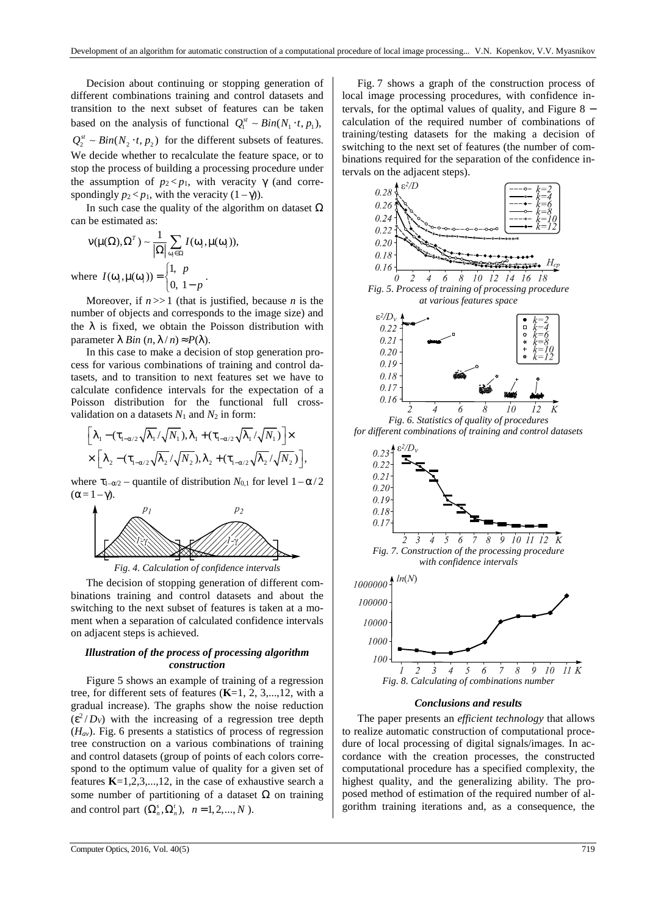Decision about continuing or stopping generation of different combinations training and control datasets and transition to the next subset of features can be taken based on the analysis of functional $Q_1^{st} \sim Bin(N_1 \cdot t, p_1)$, $Q_2^{st} \sim Bin(N_2 \cdot t, p_2)$ for the different subsets of features. We decide whether to recalculate the feature space, or to stop the process of building a processing procedure under the assumption of $p_2 < p_1$, with veracity $\gamma$ (and correspondingly $p_2 < p_1$, with the veracity $(1-\gamma)$).

In such case the quality of the algorithm on dataset $\Omega$ can be estimated as:

$$\nu(\mu(\Omega), \Omega^T) \sim \frac{1}{|\Omega|} \sum_{\omega_i \in \Omega} I(\omega_i, \mu(\omega_i)),$$

where $I(\omega_i, \mu(\omega_i)) = \begin{cases} 1, & p \\ 0, & 1-p \end{cases}$.

Moreover, if $n >> 1$ (that is justified, because $n$ is the number of objects and corresponds to the image size) and the $\lambda$ is fixed, we obtain the Poisson distribution with parameter $\lambda$ $Bin\,(n, \lambda/n) \approx P(\lambda)$.

In this case to make a decision of stop generation process for various combinations of training and control datasets, and to transition to next features set we have to calculate confidence intervals for the expectation of a Poisson distribution for the functional full cross-validation on a datasets $N_1$ and $N_2$ in form:

$$\left[\lambda_1 - (\tau_{1-\alpha/2}\sqrt{\lambda_1}/\sqrt{N_1}), \lambda_1 + (\tau_{1-\alpha/2}\sqrt{\lambda_1}/\sqrt{N_1})\right] \times$$
$$\times \left[\lambda_2 - (\tau_{1-\alpha/2}\sqrt{\lambda_2}/\sqrt{N_2}), \lambda_2 + (\tau_{1-\alpha/2}\sqrt{\lambda_2}/\sqrt{N_2})\right],$$

where $\tau_{1-\alpha/2}$ – quantile of distribution $N_{0,1}$ for level $1-\alpha/2$ $(\alpha = 1-\gamma)$.

*Fig. 4. Calculation of confidence intervals*

The decision of stopping generation of different combinations training and control datasets and about the switching to the next subset of features is taken at a moment when a separation of calculated confidence intervals on adjacent steps is achieved.

### *Illustration of the process of processing algorithm construction*

Figure 5 shows an example of training of a regression tree, for different sets of features (**K**=1, 2, 3,...,12, with a gradual increase). The graphs show the noise reduction $(\varepsilon^2/D_V)$ with the increasing of a regression tree depth $(H_{av})$. Fig. 6 presents a statistics of process of regression tree construction on a various combinations of training and control datasets (group of points of each colors correspond to the optimum value of quality for a given set of features **K**=1,2,3,...,12, in the case of exhaustive search a some number of partitioning of a dataset $\Omega$ on training and control part $(\Omega_n^s, \Omega_n^t)$, $n = 1, 2, ..., N$).

Fig. 7 shows a graph of the construction process of local image processing procedures, with confidence intervals, for the optimal values of quality, and Figure 8 – calculation of the required number of combinations of training/testing datasets for the making a decision of switching to the next set of features (the number of combinations required for the separation of the confidence intervals on the adjacent steps).

*Fig. 5. Process of training of processing procedure at various features space*

*Fig. 6. Statistics of quality of procedures for different combinations of training and control datasets*

*Fig. 7. Construction of the processing procedure with confidence intervals*

*Fig. 8. Calculating of combinations number*

### *Conclusions and results*

The paper presents an *efficient technology* that allows to realize automatic construction of computational procedure of local processing of digital signals/images. In accordance with the creation processes, the constructed computational procedure has a specified complexity, the highest quality, and the generalizing ability. The proposed method of estimation of the required number of algorithm training iterations and, as a consequence, the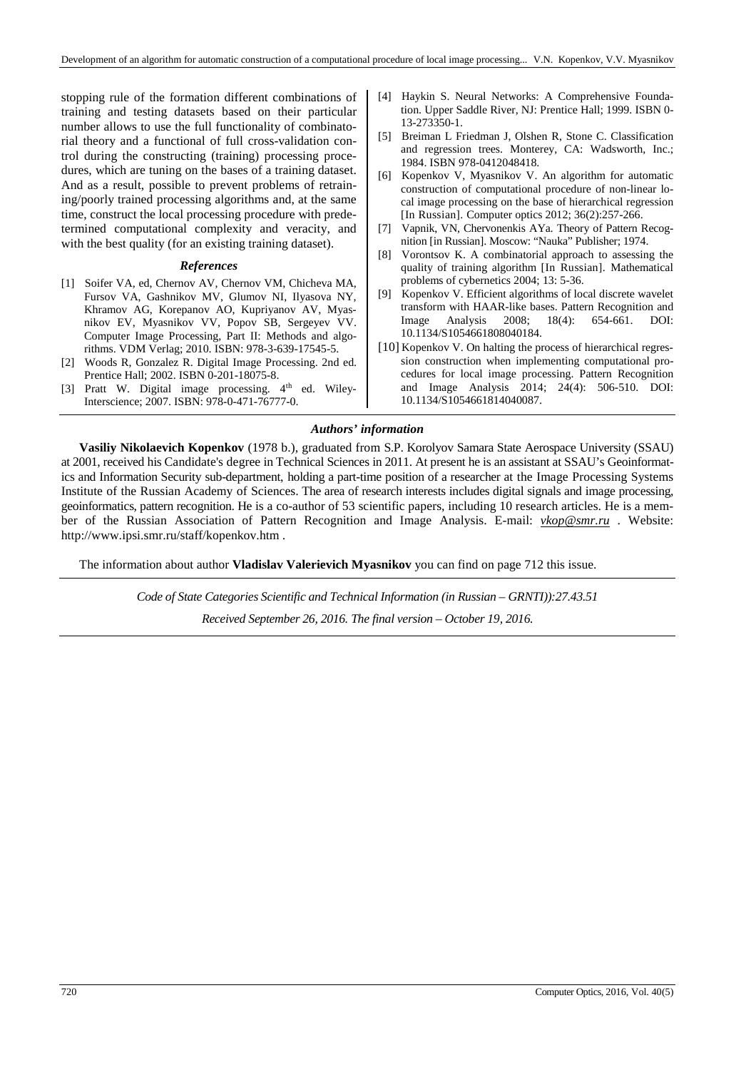stopping rule of the formation different combinations of training and testing datasets based on their particular number allows to use the full functionality of combinatorial theory and a functional of full cross-validation control during the constructing (training) processing procedures, which are tuning on the bases of a training dataset. And as a result, possible to prevent problems of retraining/poorly trained processing algorithms and, at the same time, construct the local processing procedure with predetermined computational complexity and veracity, and with the best quality (for an existing training dataset).

### *References*

[1] Soifer VA, ed, Chernov AV, Chernov VM, Chicheva MA, Fursov VA, Gashnikov MV, Glumov NI, Ilyasova NY, Khramov AG, Korepanov AO, Kupriyanov AV, Myasnikov EV, Myasnikov VV, Popov SB, Sergeyev VV. Computer Image Processing, Part II: Methods and algorithms. VDM Verlag; 2010. ISBN: 978-3-639-17545-5.

[2] Woods R, Gonzalez R. Digital Image Processing. 2nd ed. Prentice Hall; 2002. ISBN 0-201-18075-8.

[3] Pratt W. Digital image processing. 4th ed. Wiley-Interscience; 2007. ISBN: 978-0-471-76777-0.

[4] Haykin S. Neural Networks: A Comprehensive Foundation. Upper Saddle River, NJ: Prentice Hall; 1999. ISBN 0-13-273350-1.

[5] Breiman L Friedman J, Olshen R, Stone C. Classification and regression trees. Monterey, CA: Wadsworth, Inc.; 1984. ISBN 978-0412048418.

[6] Kopenkov V, Myasnikov V. An algorithm for automatic construction of computational procedure of non-linear local image processing on the base of hierarchical regression [In Russian]. Computer optics 2012; 36(2):257-266.

[7] Vapnik, VN, Chervonenkis AYa. Theory of Pattern Recognition [in Russian]. Moscow: "Nauka" Publisher; 1974.

[8] Vorontsov K. A combinatorial approach to assessing the quality of training algorithm [In Russian]. Mathematical problems of cybernetics 2004; 13: 5-36.

[9] Kopenkov V. Efficient algorithms of local discrete wavelet transform with HAAR-like bases. Pattern Recognition and Image Analysis 2008; 18(4): 654-661. DOI: 10.1134/S1054661808040184.

[10] Kopenkov V. On halting the process of hierarchical regression construction when implementing computational procedures for local image processing. Pattern Recognition and Image Analysis 2014; 24(4): 506-510. DOI: 10.1134/S1054661814040087.

### *Authors' information*

**Vasiliy Nikolaevich Kopenkov** (1978 b.), graduated from S.P. Korolyov Samara State Aerospace University (SSAU) at 2001, received his Candidate's degree in Technical Sciences in 2011. At present he is an assistant at SSAU's Geoinformatics and Information Security sub-department, holding a part-time position of a researcher at the Image Processing Systems Institute of the Russian Academy of Sciences. The area of research interests includes digital signals and image processing, geoinformatics, pattern recognition. He is a co-author of 53 scientific papers, including 10 research articles. He is a member of the Russian Association of Pattern Recognition and Image Analysis. E-mail: *vkop@smr.ru* . Website: http://www.ipsi.smr.ru/staff/kopenkov.htm .

The information about author **Vladislav Valerievich Myasnikov** you can find on page 712 this issue.

*Code of State Categories Scientific and Technical Information (in Russian – GRNTI)):27.43.51*

*Received September 26, 2016. The final version – October 19, 2016.*